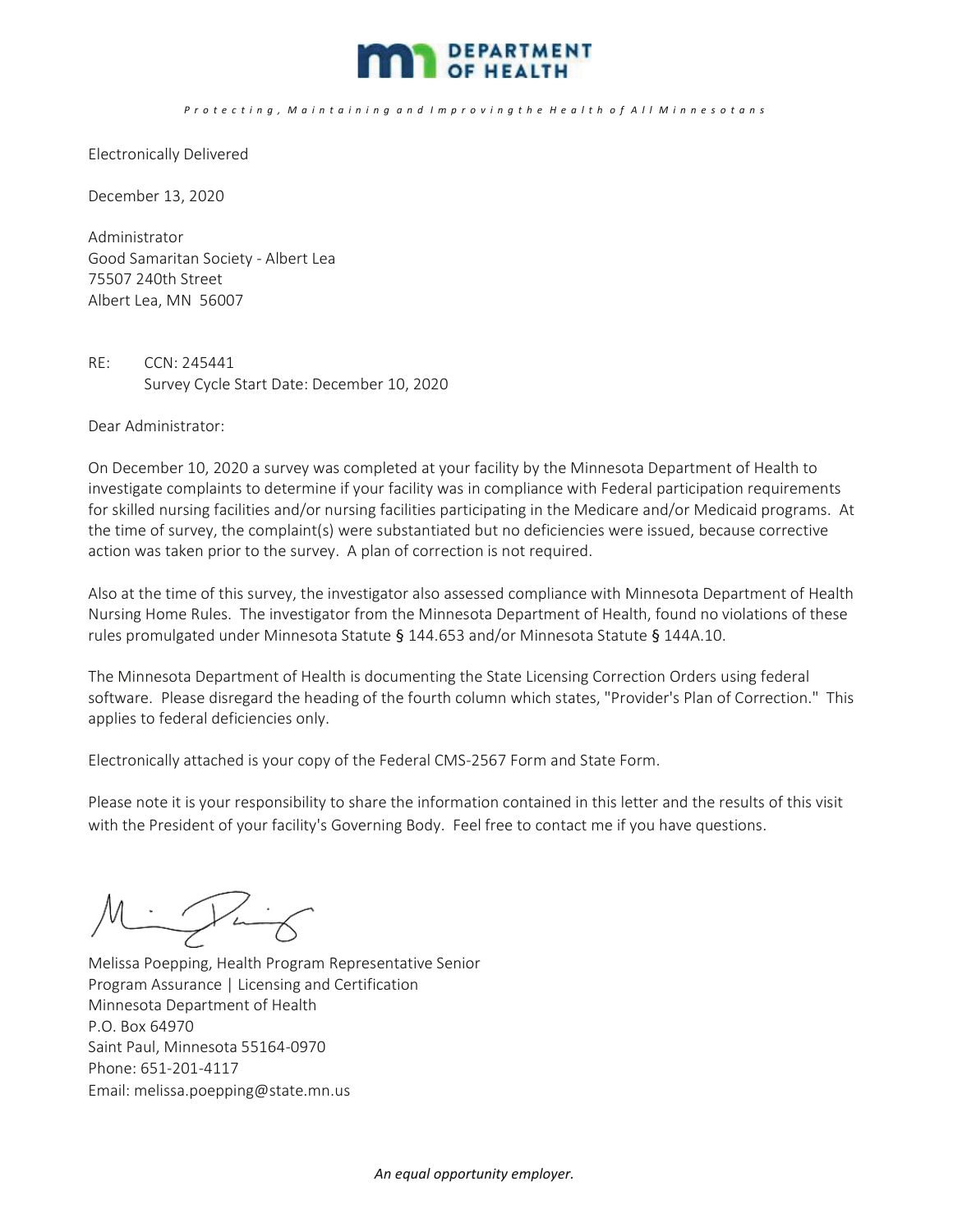DEPARTMENT OF HEALTH

*Protecting, Maintaining and Improving the Health of All Minnesotans*

Electronically Delivered

December 13, 2020

Administrator
Good Samaritan Society - Albert Lea
75507 240th Street
Albert Lea, MN 56007

RE: CCN: 245441
Survey Cycle Start Date: December 10, 2020

Dear Administrator:

On December 10, 2020 a survey was completed at your facility by the Minnesota Department of Health to investigate complaints to determine if your facility was in compliance with Federal participation requirements for skilled nursing facilities and/or nursing facilities participating in the Medicare and/or Medicaid programs. At the time of survey, the complaint(s) were substantiated but no deficiencies were issued, because corrective action was taken prior to the survey. A plan of correction is not required.

Also at the time of this survey, the investigator also assessed compliance with Minnesota Department of Health Nursing Home Rules. The investigator from the Minnesota Department of Health, found no violations of these rules promulgated under Minnesota Statute § 144.653 and/or Minnesota Statute § 144A.10.

The Minnesota Department of Health is documenting the State Licensing Correction Orders using federal software. Please disregard the heading of the fourth column which states, "Provider's Plan of Correction." This applies to federal deficiencies only.

Electronically attached is your copy of the Federal CMS-2567 Form and State Form.

Please note it is your responsibility to share the information contained in this letter and the results of this visit with the President of your facility's Governing Body. Feel free to contact me if you have questions.

Melissa Poepping, Health Program Representative Senior
Program Assurance | Licensing and Certification
Minnesota Department of Health
P.O. Box 64970
Saint Paul, Minnesota 55164-0970
Phone: 651-201-4117
Email: melissa.poepping@state.mn.us

*An equal opportunity employer.*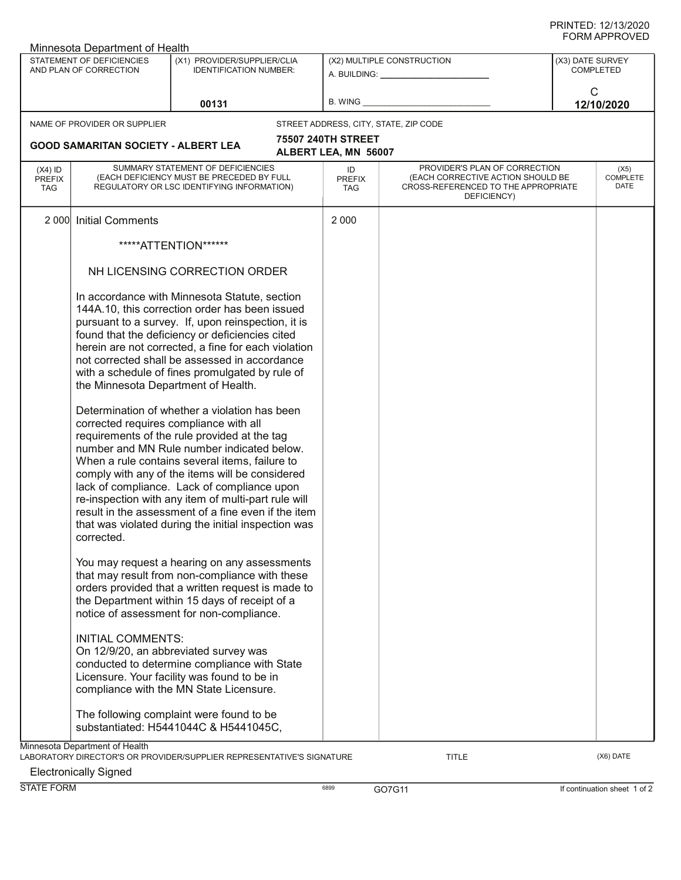PRINTED: 12/13/2020
FORM APPROVED

Minnesota Department of Health

| STATEMENT OF DEFICIENCIES AND PLAN OF CORRECTION | (X1) PROVIDER/SUPPLIER/CLIA IDENTIFICATION NUMBER: | (X2) MULTIPLE CONSTRUCTION | (X3) DATE SURVEY COMPLETED |
|---|---|---|---|
| | 00131 | A. BUILDING: ______ B. WING ______ | C 12/10/2020 |

NAME OF PROVIDER OR SUPPLIER: **GOOD SAMARITAN SOCIETY - ALBERT LEA**

STREET ADDRESS, CITY, STATE, ZIP CODE: **75507 240TH STREET, ALBERT LEA, MN 56007**

| (X4) ID PREFIX TAG | SUMMARY STATEMENT OF DEFICIENCIES (EACH DEFICIENCY MUST BE PRECEDED BY FULL REGULATORY OR LSC IDENTIFYING INFORMATION) | ID PREFIX TAG | PROVIDER'S PLAN OF CORRECTION (EACH CORRECTIVE ACTION SHOULD BE CROSS-REFERENCED TO THE APPROPRIATE DEFICIENCY) | (X5) COMPLETE DATE |
|---|---|---|---|---|
| 2 000 | Initial Comments | 2 000 | | |

*****ATTENTION******

NH LICENSING CORRECTION ORDER

In accordance with Minnesota Statute, section 144A.10, this correction order has been issued pursuant to a survey. If, upon reinspection, it is found that the deficiency or deficiencies cited herein are not corrected, a fine for each violation not corrected shall be assessed in accordance with a schedule of fines promulgated by rule of the Minnesota Department of Health.

Determination of whether a violation has been corrected requires compliance with all requirements of the rule provided at the tag number and MN Rule number indicated below. When a rule contains several items, failure to comply with any of the items will be considered lack of compliance. Lack of compliance upon re-inspection with any item of multi-part rule will result in the assessment of a fine even if the item that was violated during the initial inspection was corrected.

You may request a hearing on any assessments that may result from non-compliance with these orders provided that a written request is made to the Department within 15 days of receipt of a notice of assessment for non-compliance.

INITIAL COMMENTS:
On 12/9/20, an abbreviated survey was conducted to determine compliance with State Licensure. Your facility was found to be in compliance with the MN State Licensure.

The following complaint were found to be substantiated: H5441044C & H5441045C,

Minnesota Department of Health
LABORATORY DIRECTOR'S OR PROVIDER/SUPPLIER REPRESENTATIVE'S SIGNATURE — TITLE — (X6) DATE

Electronically Signed

STATE FORM 6899 GO7G11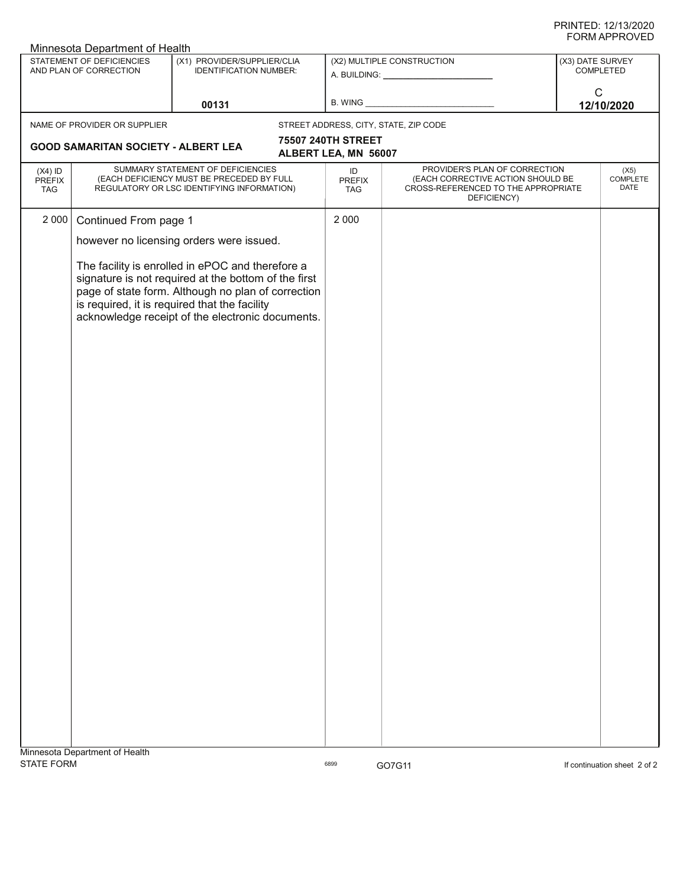PRINTED: 12/13/2020
FORM APPROVED

Minnesota Department of Health

| STATEMENT OF DEFICIENCIES AND PLAN OF CORRECTION | (X1) PROVIDER/SUPPLIER/CLIA IDENTIFICATION NUMBER: | (X2) MULTIPLE CONSTRUCTION | (X3) DATE SURVEY COMPLETED |
|---|---|---|---|
| | 00131 | A. BUILDING: ______ B. WING ______ | C 12/10/2020 |

NAME OF PROVIDER OR SUPPLIER: **GOOD SAMARITAN SOCIETY - ALBERT LEA**

STREET ADDRESS, CITY, STATE, ZIP CODE: **75507 240TH STREET ALBERT LEA, MN 56007**

| (X4) ID PREFIX TAG | SUMMARY STATEMENT OF DEFICIENCIES (EACH DEFICIENCY MUST BE PRECEDED BY FULL REGULATORY OR LSC IDENTIFYING INFORMATION) | ID PREFIX TAG | PROVIDER'S PLAN OF CORRECTION (EACH CORRECTIVE ACTION SHOULD BE CROSS-REFERENCED TO THE APPROPRIATE DEFICIENCY) | (X5) COMPLETE DATE |
|---|---|---|---|---|
| 2 000 | Continued From page 1<br><br>however no licensing orders were issued.<br><br>The facility is enrolled in ePOC and therefore a signature is not required at the bottom of the first page of state form. Although no plan of correction is required, it is required that the facility acknowledge receipt of the electronic documents. | 2 000 | | |

Minnesota Department of Health
STATE FORM 6899 GO7G11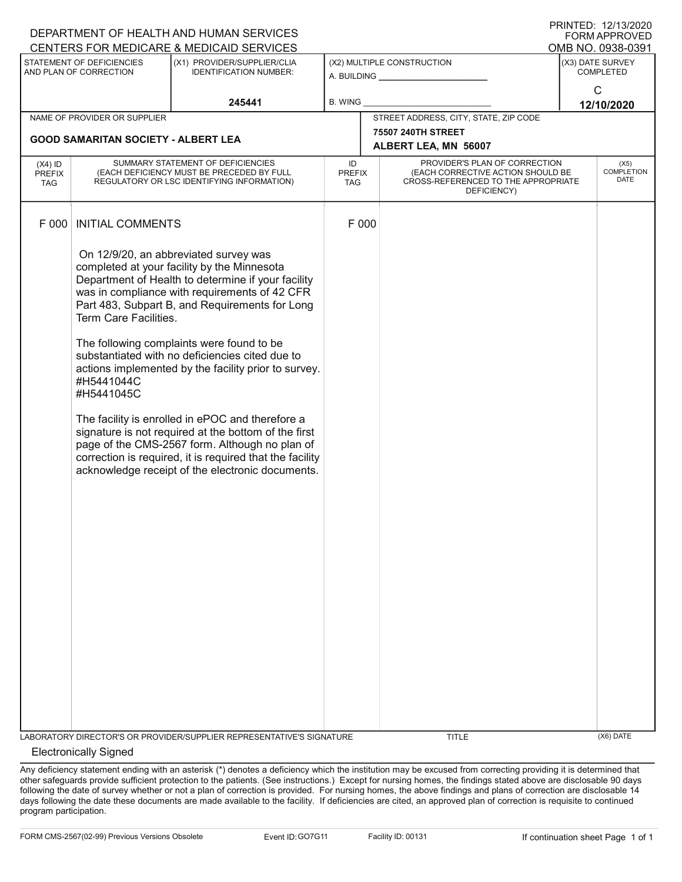PRINTED: 12/13/2020
FORM APPROVED
OMB NO. 0938-0391

DEPARTMENT OF HEALTH AND HUMAN SERVICES
CENTERS FOR MEDICARE & MEDICAID SERVICES

| STATEMENT OF DEFICIENCIES AND PLAN OF CORRECTION | (X1) PROVIDER/SUPPLIER/CLIA IDENTIFICATION NUMBER: | (X2) MULTIPLE CONSTRUCTION | (X3) DATE SURVEY COMPLETED |
|---|---|---|---|
| | 245441 | A. BUILDING _______ B. WING _______ | C 12/10/2020 |

| NAME OF PROVIDER OR SUPPLIER | STREET ADDRESS, CITY, STATE, ZIP CODE |
|---|---|
| GOOD SAMARITAN SOCIETY - ALBERT LEA | 75507 240TH STREET ALBERT LEA, MN 56007 |

| (X4) ID PREFIX TAG | SUMMARY STATEMENT OF DEFICIENCIES (EACH DEFICIENCY MUST BE PRECEDED BY FULL REGULATORY OR LSC IDENTIFYING INFORMATION) | ID PREFIX TAG | PROVIDER'S PLAN OF CORRECTION (EACH CORRECTIVE ACTION SHOULD BE CROSS-REFERENCED TO THE APPROPRIATE DEFICIENCY) | (X5) COMPLETION DATE |
|---|---|---|---|---|
| F 000 | INITIAL COMMENTS<br><br>On 12/9/20, an abbreviated survey was completed at your facility by the Minnesota Department of Health to determine if your facility was in compliance with requirements of 42 CFR Part 483, Subpart B, and Requirements for Long Term Care Facilities.<br><br>The following complaints were found to be substantiated with no deficiencies cited due to actions implemented by the facility prior to survey.<br>#H5441044C<br>#H5441045C<br><br>The facility is enrolled in ePOC and therefore a signature is not required at the bottom of the first page of the CMS-2567 form. Although no plan of correction is required, it is required that the facility acknowledge receipt of the electronic documents. | F 000 | | |

LABORATORY DIRECTOR'S OR PROVIDER/SUPPLIER REPRESENTATIVE'S SIGNATURE: Electronically Signed

TITLE

(X6) DATE

Any deficiency statement ending with an asterisk (*) denotes a deficiency which the institution may be excused from correcting providing it is determined that other safeguards provide sufficient protection to the patients. (See instructions.) Except for nursing homes, the findings stated above are disclosable 90 days following the date of survey whether or not a plan of correction is provided. For nursing homes, the above findings and plans of correction are disclosable 14 days following the date these documents are made available to the facility. If deficiencies are cited, an approved plan of correction is requisite to continued program participation.

FORM CMS-2567(02-99) Previous Versions Obsolete | Event ID: GO7G11 | Facility ID: 00131 | If continuation sheet Page 1 of 1